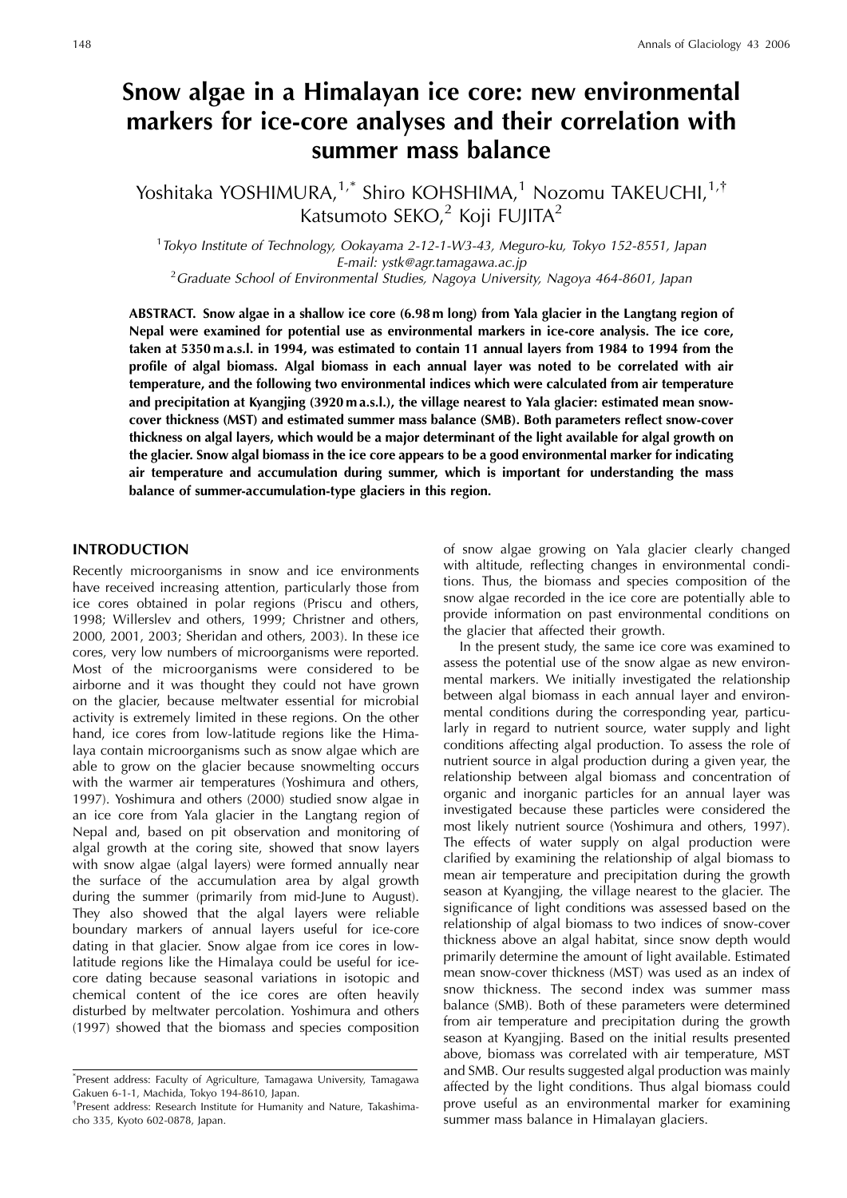# Snow algae in a Himalayan ice core: new environmental markers for ice-core analyses and their correlation with summer mass balance

Yoshitaka YOSHIMURA,[1,*] Shiro KOHSHIMA,[1] Nozomu TAKEUCHI,[1,†] Katsumoto SEKO,[2] Koji FUJITA[2]

[1] *Tokyo Institute of Technology, Ookayama 2-12-1-W3-43, Meguro-ku, Tokyo 152-8551, Japan*
*E-mail: ystk@agr.tamagawa.ac.jp*

[2] *Graduate School of Environmental Studies, Nagoya University, Nagoya 464-8601, Japan*

**ABSTRACT. Snow algae in a shallow ice core (6.98 m long) from Yala glacier in the Langtang region of Nepal were examined for potential use as environmental markers in ice-core analysis. The ice core, taken at 5350 m a.s.l. in 1994, was estimated to contain 11 annual layers from 1984 to 1994 from the profile of algal biomass. Algal biomass in each annual layer was noted to be correlated with air temperature, and the following two environmental indices which were calculated from air temperature and precipitation at Kyangjing (3920 m a.s.l.), the village nearest to Yala glacier: estimated mean snow-cover thickness (MST) and estimated summer mass balance (SMB). Both parameters reflect snow-cover thickness on algal layers, which would be a major determinant of the light available for algal growth on the glacier. Snow algal biomass in the ice core appears to be a good environmental marker for indicating air temperature and accumulation during summer, which is important for understanding the mass balance of summer-accumulation-type glaciers in this region.**

## INTRODUCTION

Recently microorganisms in snow and ice environments have received increasing attention, particularly those from ice cores obtained in polar regions (Priscu and others, 1998; Willerslev and others, 1999; Christner and others, 2000, 2001, 2003; Sheridan and others, 2003). In these ice cores, very low numbers of microorganisms were reported. Most of the microorganisms were considered to be airborne and it was thought they could not have grown on the glacier, because meltwater essential for microbial activity is extremely limited in these regions. On the other hand, ice cores from low-latitude regions like the Himalaya contain microorganisms such as snow algae which are able to grow on the glacier because snowmelting occurs with the warmer air temperatures (Yoshimura and others, 1997). Yoshimura and others (2000) studied snow algae in an ice core from Yala glacier in the Langtang region of Nepal and, based on pit observation and monitoring of algal growth at the coring site, showed that snow layers with snow algae (algal layers) were formed annually near the surface of the accumulation area by algal growth during the summer (primarily from mid-June to August). They also showed that the algal layers were reliable boundary markers of annual layers useful for ice-core dating in that glacier. Snow algae from ice cores in low-latitude regions like the Himalaya could be useful for ice-core dating because seasonal variations in isotopic and chemical content of the ice cores are often heavily disturbed by meltwater percolation. Yoshimura and others (1997) showed that the biomass and species composition of snow algae growing on Yala glacier clearly changed with altitude, reflecting changes in environmental conditions. Thus, the biomass and species composition of the snow algae recorded in the ice core are potentially able to provide information on past environmental conditions on the glacier that affected their growth.

In the present study, the same ice core was examined to assess the potential use of the snow algae as new environmental markers. We initially investigated the relationship between algal biomass in each annual layer and environmental conditions during the corresponding year, particularly in regard to nutrient source, water supply and light conditions affecting algal production. To assess the role of nutrient source in algal production during a given year, the relationship between algal biomass and concentration of organic and inorganic particles for an annual layer was investigated because these particles were considered the most likely nutrient source (Yoshimura and others, 1997). The effects of water supply on algal production were clarified by examining the relationship of algal biomass to mean air temperature and precipitation during the growth season at Kyangjing, the village nearest to the glacier. The significance of light conditions was assessed based on the relationship of algal biomass to two indices of snow-cover thickness above an algal habitat, since snow depth would primarily determine the amount of light available. Estimated mean snow-cover thickness (MST) was used as an index of snow thickness. The second index was summer mass balance (SMB). Both of these parameters were determined from air temperature and precipitation during the growth season at Kyangjing. Based on the initial results presented above, biomass was correlated with air temperature, MST and SMB. Our results suggested algal production was mainly affected by the light conditions. Thus algal biomass could prove useful as an environmental marker for examining summer mass balance in Himalayan glaciers.

---

[*] Present address: Faculty of Agriculture, Tamagawa University, Tamagawa Gakuen 6-1-1, Machida, Tokyo 194-8610, Japan.

[†] Present address: Research Institute for Humanity and Nature, Takashima-cho 335, Kyoto 602-0878, Japan.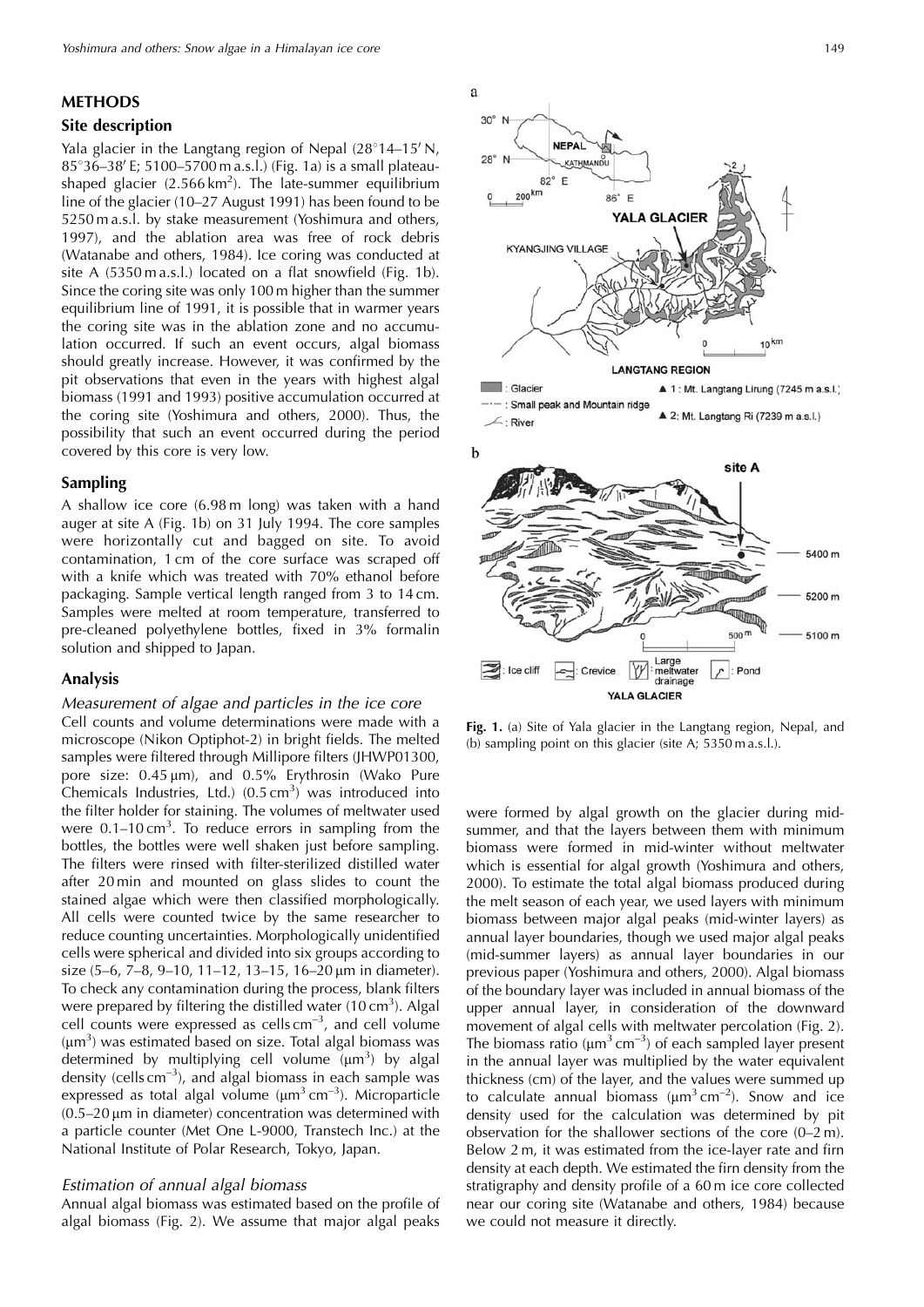## METHODS

### Site description

Yala glacier in the Langtang region of Nepal (28°14–15′ N, 85°36–38′ E; 5100–5700 m a.s.l.) (Fig. 1a) is a small plateau-shaped glacier (2.566 km$^2$). The late-summer equilibrium line of the glacier (10–27 August 1991) has been found to be 5250 m a.s.l. by stake measurement (Yoshimura and others, 1997), and the ablation area was free of rock debris (Watanabe and others, 1984). Ice coring was conducted at site A (5350 m a.s.l.) located on a flat snowfield (Fig. 1b). Since the coring site was only 100 m higher than the summer equilibrium line of 1991, it is possible that in warmer years the coring site was in the ablation zone and no accumulation occurred. If such an event occurs, algal biomass should greatly increase. However, it was confirmed by the pit observations that even in the years with highest algal biomass (1991 and 1993) positive accumulation occurred at the coring site (Yoshimura and others, 2000). Thus, the possibility that such an event occurred during the period covered by this core is very low.

### Sampling

A shallow ice core (6.98 m long) was taken with a hand auger at site A (Fig. 1b) on 31 July 1994. The core samples were horizontally cut and bagged on site. To avoid contamination, 1 cm of the core surface was scraped off with a knife which was treated with 70% ethanol before packaging. Sample vertical length ranged from 3 to 14 cm. Samples were melted at room temperature, transferred to pre-cleaned polyethylene bottles, fixed in 3% formalin solution and shipped to Japan.

### Analysis

#### *Measurement of algae and particles in the ice core*

Cell counts and volume determinations were made with a microscope (Nikon Optiphot-2) in bright fields. The melted samples were filtered through Millipore filters (JHWP01300, pore size: 0.45 μm), and 0.5% Erythrosin (Wako Pure Chemicals Industries, Ltd.) (0.5 cm$^3$) was introduced into the filter holder for staining. The volumes of meltwater used were 0.1–10 cm$^3$. To reduce errors in sampling from the bottles, the bottles were well shaken just before sampling. The filters were rinsed with filter-sterilized distilled water after 20 min and mounted on glass slides to count the stained algae which were then classified morphologically. All cells were counted twice by the same researcher to reduce counting uncertainties. Morphologically unidentified cells were spherical and divided into six groups according to size (5–6, 7–8, 9–10, 11–12, 13–15, 16–20 μm in diameter). To check any contamination during the process, blank filters were prepared by filtering the distilled water (10 cm$^3$). Algal cell counts were expressed as cells cm$^{-3}$, and cell volume (μm$^3$) was estimated based on size. Total algal biomass was determined by multiplying cell volume (μm$^3$) by algal density (cells cm$^{-3}$), and algal biomass in each sample was expressed as total algal volume (μm$^3$ cm$^{-3}$). Microparticle (0.5–20 μm in diameter) concentration was determined with a particle counter (Met One L-9000, Transtech Inc.) at the National Institute of Polar Research, Tokyo, Japan.

#### *Estimation of annual algal biomass*

Annual algal biomass was estimated based on the profile of algal biomass (Fig. 2). We assume that major algal peaks were formed by algal growth on the glacier during mid-summer, and that the layers between them with minimum biomass were formed in mid-winter without meltwater which is essential for algal growth (Yoshimura and others, 2000). To estimate the total algal biomass produced during the melt season of each year, we used layers with minimum biomass between major algal peaks (mid-winter layers) as annual layer boundaries, though we used major algal peaks (mid-summer layers) as annual layer boundaries in our previous paper (Yoshimura and others, 2000). Algal biomass of the boundary layer was included in annual biomass of the upper annual layer, in consideration of the downward movement of algal cells with meltwater percolation (Fig. 2). The biomass ratio (μm$^3$ cm$^{-3}$) of each sampled layer present in the annual layer was multiplied by the water equivalent thickness (cm) of the layer, and the values were summed up to calculate annual biomass (μm$^3$ cm$^{-2}$). Snow and ice density used for the calculation was determined by pit observation for the shallower sections of the core (0–2 m). Below 2 m, it was estimated from the ice-layer rate and firn density at each depth. We estimated the firn density from the stratigraphy and density profile of a 60 m ice core collected near our coring site (Watanabe and others, 1984) because we could not measure it directly.

**Fig. 1.** (a) Site of Yala glacier in the Langtang region, Nepal, and (b) sampling point on this glacier (site A; 5350 m a.s.l.).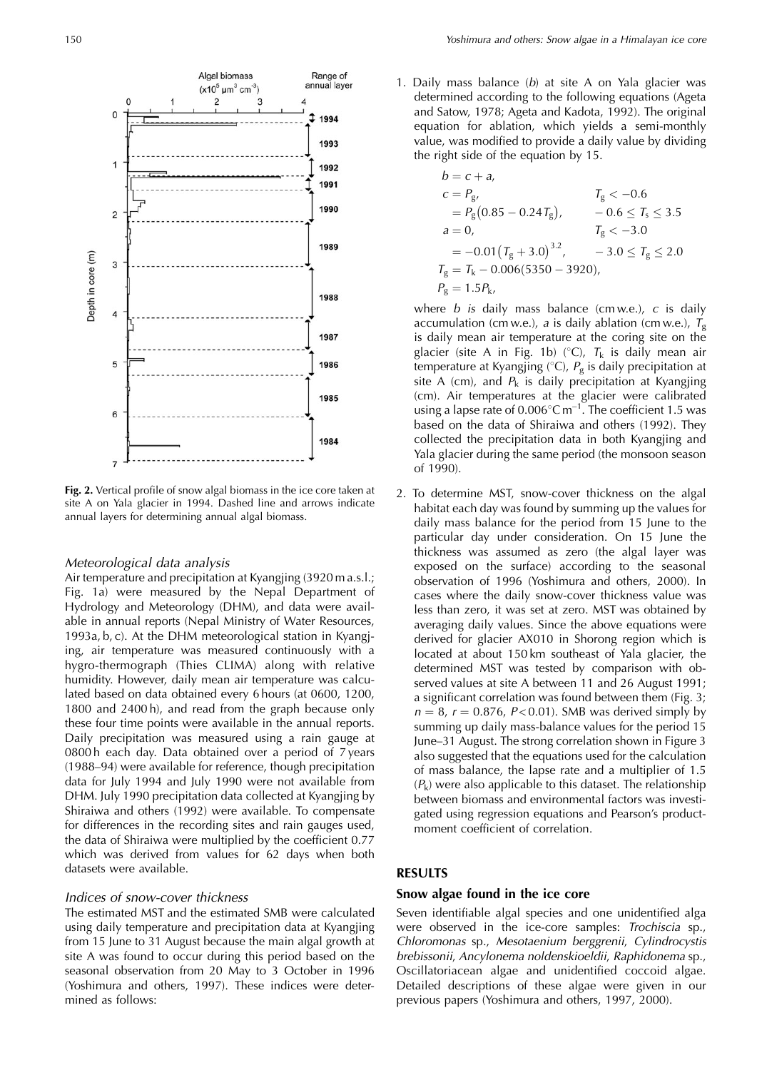Fig. 2. Vertical profile of snow algal biomass in the ice core taken at site A on Yala glacier in 1994. Dashed line and arrows indicate annual layers for determining annual algal biomass.

### Meteorological data analysis

Air temperature and precipitation at Kyangjing (3920 m a.s.l.; Fig. 1a) were measured by the Nepal Department of Hydrology and Meteorology (DHM), and data were available in annual reports (Nepal Ministry of Water Resources, 1993a, b, c). At the DHM meteorological station in Kyangjing, air temperature was measured continuously with a hygro-thermograph (Thies CLIMA) along with relative humidity. However, daily mean air temperature was calculated based on data obtained every 6 hours (at 0600, 1200, 1800 and 2400 h), and read from the graph because only these four time points were available in the annual reports. Daily precipitation was measured using a rain gauge at 0800 h each day. Data obtained over a period of 7 years (1988–94) were available for reference, though precipitation data for July 1994 and July 1990 were not available from DHM. July 1990 precipitation data collected at Kyangjing by Shiraiwa and others (1992) were available. To compensate for differences in the recording sites and rain gauges used, the data of Shiraiwa were multiplied by the coefficient 0.77 which was derived from values for 62 days when both datasets were available.

### Indices of snow-cover thickness

The estimated MST and the estimated SMB were calculated using daily temperature and precipitation data at Kyangjing from 15 June to 31 August because the main algal growth at site A was found to occur during this period based on the seasonal observation from 20 May to 3 October in 1996 (Yoshimura and others, 1997). These indices were determined as follows:

1. Daily mass balance ($b$) at site A on Yala glacier was determined according to the following equations (Ageta and Satow, 1978; Ageta and Kadota, 1992). The original equation for ablation, which yields a semi-monthly value, was modified to provide a daily value by dividing the right side of the equation by 15.

$$
\begin{aligned}
b &= c + a, \\
c &= P_g, & T_g < -0.6 \\
&= P_g(0.85 - 0.24T_g), & -0.6 \leq T_s \leq 3.5 \\
a &= 0, & T_g < -3.0 \\
&= -0.01(T_g + 3.0)^{3.2}, & -3.0 \leq T_g \leq 2.0 \\
T_g &= T_k - 0.006(5350 - 3920), & \\
P_g &= 1.5P_k, &
\end{aligned}
$$

where $b$ is daily mass balance (cm w.e.), $c$ is daily accumulation (cm w.e.), $a$ is daily ablation (cm w.e.), $T_g$ is daily mean air temperature at the coring site on the glacier (site A in Fig. 1b) (°C), $T_k$ is daily mean air temperature at Kyangjing (°C), $P_g$ is daily precipitation at site A (cm), and $P_k$ is daily precipitation at Kyangjing (cm). Air temperatures at the glacier were calibrated using a lapse rate of 0.006°C m$^{-1}$. The coefficient 1.5 was based on the data of Shiraiwa and others (1992). They collected the precipitation data in both Kyangjing and Yala glacier during the same period (the monsoon season of 1990).

2. To determine MST, snow-cover thickness on the algal habitat each day was found by summing up the values for daily mass balance for the period from 15 June to the particular day under consideration. On 15 June the thickness was assumed as zero (the algal layer was exposed on the surface) according to the seasonal observation of 1996 (Yoshimura and others, 2000). In cases where the daily snow-cover thickness value was less than zero, it was set at zero. MST was obtained by averaging daily values. Since the above equations were derived for glacier AX010 in Shorong region which is located at about 150 km southeast of Yala glacier, the determined MST was tested by comparison with observed values at site A between 11 and 26 August 1991; a significant correlation was found between them (Fig. 3; $n = 8$, $r = 0.876$, $P < 0.01$). SMB was derived simply by summing up daily mass-balance values for the period 15 June–31 August. The strong correlation shown in Figure 3 also suggested that the equations used for the calculation of mass balance, the lapse rate and a multiplier of 1.5 ($P_k$) were also applicable to this dataset. The relationship between biomass and environmental factors was investigated using regression equations and Pearson's product-moment coefficient of correlation.

## RESULTS

### Snow algae found in the ice core

Seven identifiable algal species and one unidentified alga were observed in the ice-core samples: *Trochiscia* sp., *Chloromonas* sp., *Mesotaenium berggrenii*, *Cylindrocystis brebissonii*, *Ancylonema noldenskioeldii*, *Raphidonema* sp., Oscillatoriacean algae and unidentified coccoid algae. Detailed descriptions of these algae were given in our previous papers (Yoshimura and others, 1997, 2000).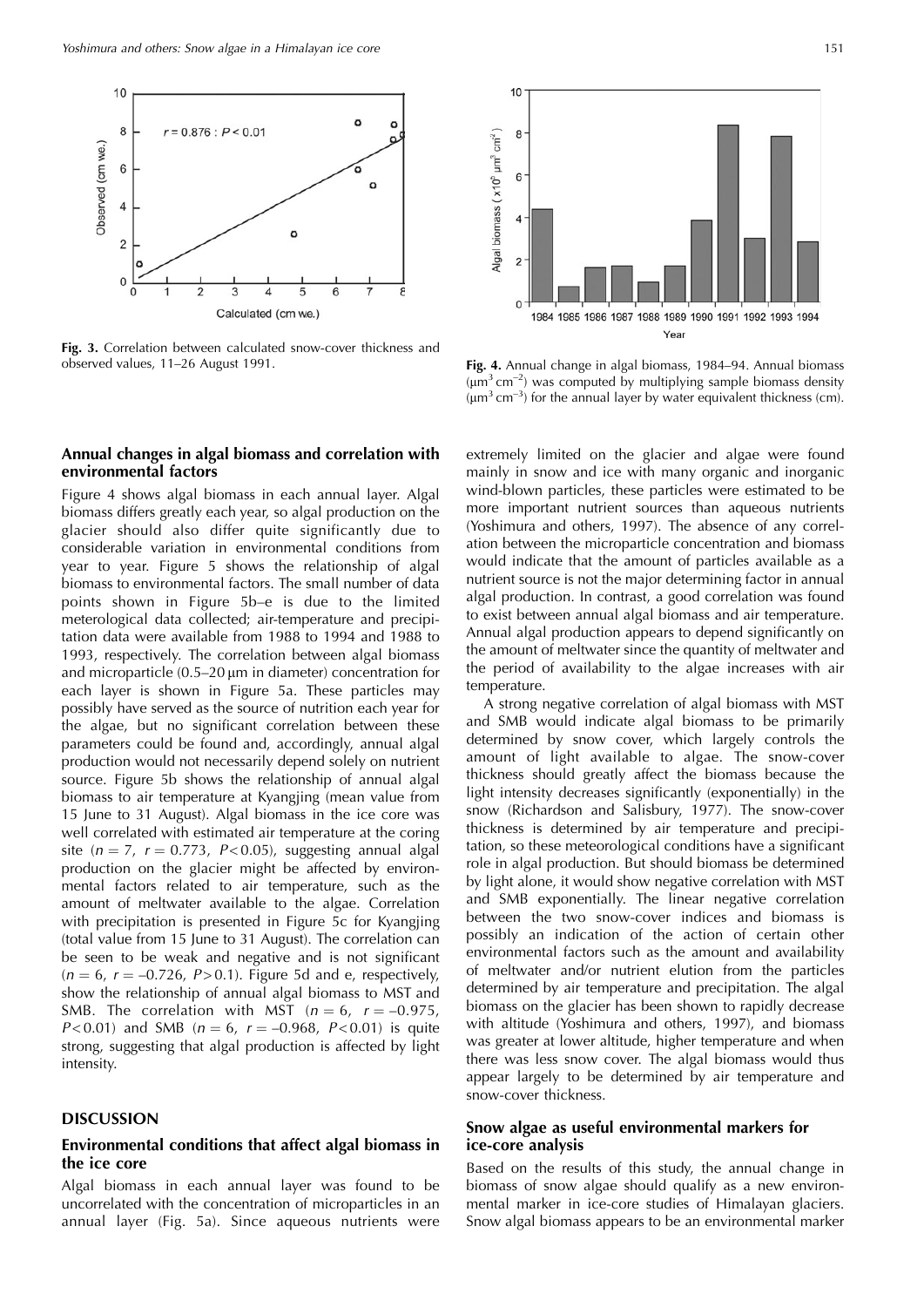**Fig. 3.** Correlation between calculated snow-cover thickness and observed values, 11–26 August 1991.

**Fig. 4.** Annual change in algal biomass, 1984–94. Annual biomass ($\mu m^3 cm^{-2}$) was computed by multiplying sample biomass density ($\mu m^3 cm^{-3}$) for the annual layer by water equivalent thickness (cm).

### Annual changes in algal biomass and correlation with environmental factors

Figure 4 shows algal biomass in each annual layer. Algal biomass differs greatly each year, so algal production on the glacier should also differ quite significantly due to considerable variation in environmental conditions from year to year. Figure 5 shows the relationship of algal biomass to environmental factors. The small number of data points shown in Figure 5b–e is due to the limited meterological data collected; air-temperature and precipitation data were available from 1988 to 1994 and 1988 to 1993, respectively. The correlation between algal biomass and microparticle (0.5–20 μm in diameter) concentration for each layer is shown in Figure 5a. These particles may possibly have served as the source of nutrition each year for the algae, but no significant correlation between these parameters could be found and, accordingly, annual algal production would not necessarily depend solely on nutrient source. Figure 5b shows the relationship of annual algal biomass to air temperature at Kyangjing (mean value from 15 June to 31 August). Algal biomass in the ice core was well correlated with estimated air temperature at the coring site ($n = 7$, $r = 0.773$, $P < 0.05$), suggesting annual algal production on the glacier might be affected by environmental factors related to air temperature, such as the amount of meltwater available to the algae. Correlation with precipitation is presented in Figure 5c for Kyangjing (total value from 15 June to 31 August). The correlation can be seen to be weak and negative and is not significant ($n = 6$, $r = -0.726$, $P > 0.1$). Figure 5d and e, respectively, show the relationship of annual algal biomass to MST and SMB. The correlation with MST ($n = 6$, $r = -0.975$, $P < 0.01$) and SMB ($n = 6$, $r = -0.968$, $P < 0.01$) is quite strong, suggesting that algal production is affected by light intensity.

## DISCUSSION

### Environmental conditions that affect algal biomass in the ice core

Algal biomass in each annual layer was found to be uncorrelated with the concentration of microparticles in an annual layer (Fig. 5a). Since aqueous nutrients were extremely limited on the glacier and algae were found mainly in snow and ice with many organic and inorganic wind-blown particles, these particles were estimated to be more important nutrient sources than aqueous nutrients (Yoshimura and others, 1997). The absence of any correlation between the microparticle concentration and biomass would indicate that the amount of particles available as a nutrient source is not the major determining factor in annual algal production. In contrast, a good correlation was found to exist between annual algal biomass and air temperature. Annual algal production appears to depend significantly on the amount of meltwater since the quantity of meltwater and the period of availability to the algae increases with air temperature.

A strong negative correlation of algal biomass with MST and SMB would indicate algal biomass to be primarily determined by snow cover, which largely controls the amount of light available to algae. The snow-cover thickness should greatly affect the biomass because the light intensity decreases significantly (exponentially) in the snow (Richardson and Salisbury, 1977). The snow-cover thickness is determined by air temperature and precipitation, so these meteorological conditions have a significant role in algal production. But should biomass be determined by light alone, it would show negative correlation with MST and SMB exponentially. The linear negative correlation between the two snow-cover indices and biomass is possibly an indication of the action of certain other environmental factors such as the amount and availability of meltwater and/or nutrient elution from the particles determined by air temperature and precipitation. The algal biomass on the glacier has been shown to rapidly decrease with altitude (Yoshimura and others, 1997), and biomass was greater at lower altitude, higher temperature and when there was less snow cover. The algal biomass would thus appear largely to be determined by air temperature and snow-cover thickness.

### Snow algae as useful environmental markers for ice-core analysis

Based on the results of this study, the annual change in biomass of snow algae should qualify as a new environmental marker in ice-core studies of Himalayan glaciers. Snow algal biomass appears to be an environmental marker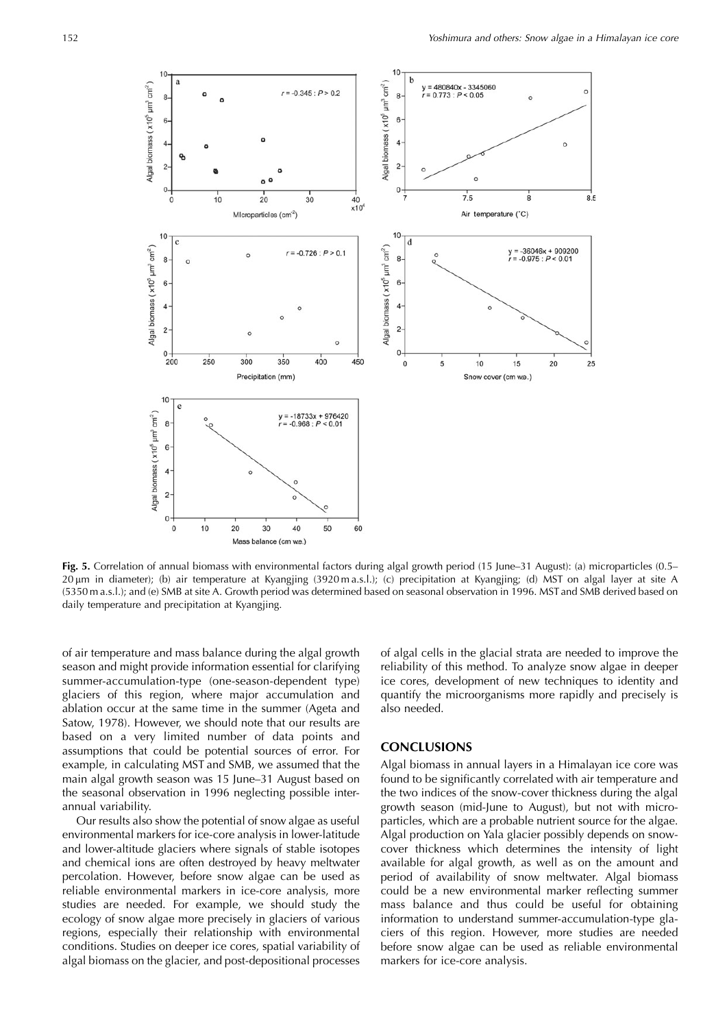a

$r = -0.345 : P > 0.2$

Algal biomass ($\times 10^6\ \mu m^3\ cm^{-2}$)

Microparticles ($cm^{-2}$)

$\times 10^4$

b

$y = 480840x - 3345060$

$r = 0.773 : P < 0.05$

Algal biomass ($\times 10^6\ \mu m^3\ cm^{-2}$)

Air temperature (°C)

c

$r = -0.726 : P > 0.1$

Algal biomass ($\times 10^6\ \mu m^3\ cm^{-2}$)

Precipitation (mm)

d

$y = -36046x + 909200$

$r = -0.975 : P < 0.01$

Algal biomass ($\times 10^6\ \mu m^3\ cm^{-2}$)

Snow cover (cm w.e.)

e

$y = -18733x + 976420$

$r = -0.968 : P < 0.01$

Algal biomass ($\times 10^6\ \mu m^3\ cm^{-2}$)

Mass balance (cm w.e.)

**Fig. 5.** Correlation of annual biomass with environmental factors during algal growth period (15 June–31 August): (a) microparticles (0.5–20 μm in diameter); (b) air temperature at Kyangjing (3920 m a.s.l.); (c) precipitation at Kyangjing; (d) MST on algal layer at site A (5350 m a.s.l.); and (e) SMB at site A. Growth period was determined based on seasonal observation in 1996. MST and SMB derived based on daily temperature and precipitation at Kyangjing.

of air temperature and mass balance during the algal growth season and might provide information essential for clarifying summer-accumulation-type (one-season-dependent type) glaciers of this region, where major accumulation and ablation occur at the same time in the summer (Ageta and Satow, 1978). However, we should note that our results are based on a very limited number of data points and assumptions that could be potential sources of error. For example, in calculating MST and SMB, we assumed that the main algal growth season was 15 June–31 August based on the seasonal observation in 1996 neglecting possible inter-annual variability.

Our results also show the potential of snow algae as useful environmental markers for ice-core analysis in lower-latitude and lower-altitude glaciers where signals of stable isotopes and chemical ions are often destroyed by heavy meltwater percolation. However, before snow algae can be used as reliable environmental markers in ice-core analysis, more studies are needed. For example, we should study the ecology of snow algae more precisely in glaciers of various regions, especially their relationship with environmental conditions. Studies on deeper ice cores, spatial variability of algal biomass on the glacier, and post-depositional processes of algal cells in the glacial strata are needed to improve the reliability of this method. To analyze snow algae in deeper ice cores, development of new techniques to identity and quantify the microorganisms more rapidly and precisely is also needed.

## CONCLUSIONS

Algal biomass in annual layers in a Himalayan ice core was found to be significantly correlated with air temperature and the two indices of the snow-cover thickness during the algal growth season (mid-June to August), but not with microparticles, which are a probable nutrient source for the algae. Algal production on Yala glacier possibly depends on snow-cover thickness which determines the intensity of light available for algal growth, as well as on the amount and period of availability of snow meltwater. Algal biomass could be a new environmental marker reflecting summer mass balance and thus could be useful for obtaining information to understand summer-accumulation-type glaciers of this region. However, more studies are needed before snow algae can be used as reliable environmental markers for ice-core analysis.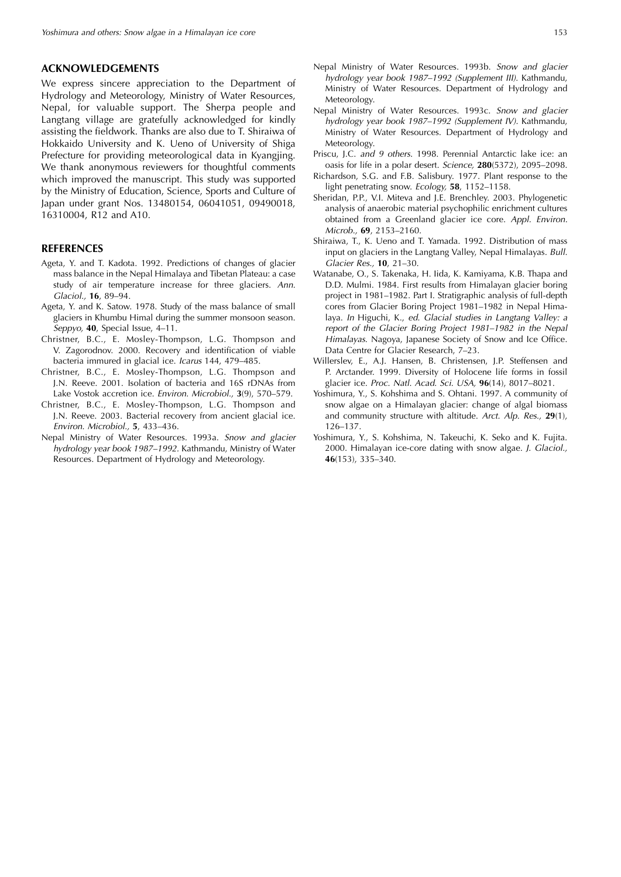## ACKNOWLEDGEMENTS

We express sincere appreciation to the Department of Hydrology and Meteorology, Ministry of Water Resources, Nepal, for valuable support. The Sherpa people and Langtang village are gratefully acknowledged for kindly assisting the fieldwork. Thanks are also due to T. Shiraiwa of Hokkaido University and K. Ueno of University of Shiga Prefecture for providing meteorological data in Kyangjing. We thank anonymous reviewers for thoughtful comments which improved the manuscript. This study was supported by the Ministry of Education, Science, Sports and Culture of Japan under grant Nos. 13480154, 06041051, 09490018, 16310004, R12 and A10.

## REFERENCES

Ageta, Y. and T. Kadota. 1992. Predictions of changes of glacier mass balance in the Nepal Himalaya and Tibetan Plateau: a case study of air temperature increase for three glaciers. *Ann. Glaciol.,* **16**, 89–94.

Ageta, Y. and K. Satow. 1978. Study of the mass balance of small glaciers in Khumbu Himal during the summer monsoon season. *Seppyo,* **40**, Special Issue, 4–11.

Christner, B.C., E. Mosley-Thompson, L.G. Thompson and V. Zagorodnov. 2000. Recovery and identification of viable bacteria immured in glacial ice. *Icarus* 144, 479–485.

Christner, B.C., E. Mosley-Thompson, L.G. Thompson and J.N. Reeve. 2001. Isolation of bacteria and 16S rDNAs from Lake Vostok accretion ice. *Environ. Microbiol.,* **3**(9), 570–579.

Christner, B.C., E. Mosley-Thompson, L.G. Thompson and J.N. Reeve. 2003. Bacterial recovery from ancient glacial ice. *Environ. Microbiol.,* **5**, 433–436.

Nepal Ministry of Water Resources. 1993a. *Snow and glacier hydrology year book 1987–1992.* Kathmandu, Ministry of Water Resources. Department of Hydrology and Meteorology.

Nepal Ministry of Water Resources. 1993b. *Snow and glacier hydrology year book 1987–1992 (Supplement III).* Kathmandu, Ministry of Water Resources. Department of Hydrology and Meteorology.

Nepal Ministry of Water Resources. 1993c. *Snow and glacier hydrology year book 1987–1992 (Supplement IV).* Kathmandu, Ministry of Water Resources. Department of Hydrology and Meteorology.

Priscu, J.C. *and 9 others.* 1998. Perennial Antarctic lake ice: an oasis for life in a polar desert. *Science,* **280**(5372), 2095–2098.

Richardson, S.G. and F.B. Salisbury. 1977. Plant response to the light penetrating snow. *Ecology,* **58**, 1152–1158.

Sheridan, P.P., V.I. Miteva and J.E. Brenchley. 2003. Phylogenetic analysis of anaerobic material psychophilic enrichment cultures obtained from a Greenland glacier ice core. *Appl. Environ. Microb.,* **69**, 2153–2160.

Shiraiwa, T., K. Ueno and T. Yamada. 1992. Distribution of mass input on glaciers in the Langtang Valley, Nepal Himalayas. *Bull. Glacier Res.,* **10**, 21–30.

Watanabe, O., S. Takenaka, H. Iida, K. Kamiyama, K.B. Thapa and D.D. Mulmi. 1984. First results from Himalayan glacier boring project in 1981–1982. Part I. Stratigraphic analysis of full-depth cores from Glacier Boring Project 1981–1982 in Nepal Himalaya. *In* Higuchi, K., *ed. Glacial studies in Langtang Valley: a report of the Glacier Boring Project 1981–1982 in the Nepal Himalayas.* Nagoya, Japanese Society of Snow and Ice Office. Data Centre for Glacier Research, 7–23.

Willerslev, E., A.J. Hansen, B. Christensen, J.P. Steffensen and P. Arctander. 1999. Diversity of Holocene life forms in fossil glacier ice. *Proc. Natl. Acad. Sci. USA,* **96**(14), 8017–8021.

Yoshimura, Y., S. Kohshima and S. Ohtani. 1997. A community of snow algae on a Himalayan glacier: change of algal biomass and community structure with altitude. *Arct. Alp. Res.,* **29**(1), 126–137.

Yoshimura, Y., S. Kohshima, N. Takeuchi, K. Seko and K. Fujita. 2000. Himalayan ice-core dating with snow algae. *J. Glaciol.,* **46**(153), 335–340.